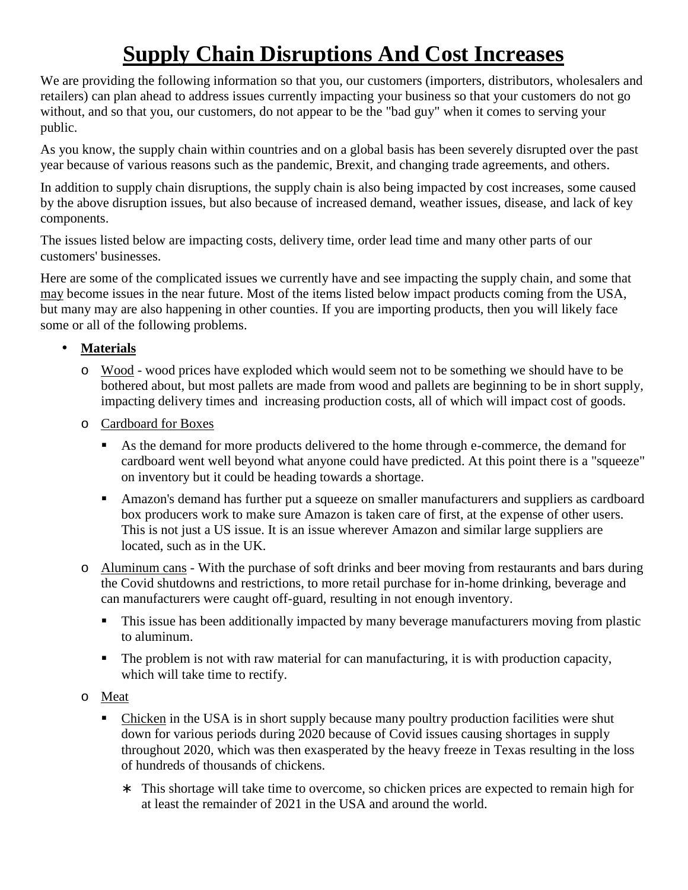# Supply Chain Disruptions And Cost Increases

We are providing the following information so that you, our customers (importers, distributors, wholesalers and retailers) can plan ahead to address issues currently impacting your business so that your customers do not go without, and so that you, our customers, do not appear to be the "bad guy" when it comes to serving your public.

As you know, the supply chain within countries and on a global basis has been severely disrupted over the past year because of various reasons such as the pandemic, Brexit, and changing trade agreements, and others.

In addition to supply chain disruptions, the supply chain is also being impacted by cost increases, some caused by the above disruption issues, but also because of increased demand, weather issues, disease, and lack of key components.

The issues listed below are impacting costs, delivery time, order lead time and many other parts of our customers' businesses.

Here are some of the complicated issues we currently have and see impacting the supply chain, and some that <u>may</u> become issues in the near future. Most of the items listed below impact products coming from the USA, but many may are also happening in other counties. If you are importing products, then you will likely face some or all of the following problems.

- **<u>Materials</u>**
  - <u>Wood</u> - wood prices have exploded which would seem not to be something we should have to be bothered about, but most pallets are made from wood and pallets are beginning to be in short supply, impacting delivery times and increasing production costs, all of which will impact cost of goods.
  - <u>Cardboard for Boxes</u>
    - As the demand for more products delivered to the home through e-commerce, the demand for cardboard went well beyond what anyone could have predicted. At this point there is a "squeeze" on inventory but it could be heading towards a shortage.
    - Amazon's demand has further put a squeeze on smaller manufacturers and suppliers as cardboard box producers work to make sure Amazon is taken care of first, at the expense of other users. This is not just a US issue. It is an issue wherever Amazon and similar large suppliers are located, such as in the UK.
  - <u>Aluminum cans</u> - With the purchase of soft drinks and beer moving from restaurants and bars during the Covid shutdowns and restrictions, to more retail purchase for in-home drinking, beverage and can manufacturers were caught off-guard, resulting in not enough inventory.
    - This issue has been additionally impacted by many beverage manufacturers moving from plastic to aluminum.
    - The problem is not with raw material for can manufacturing, it is with production capacity, which will take time to rectify.
  - <u>Meat</u>
    - <u>Chicken</u> in the USA is in short supply because many poultry production facilities were shut down for various periods during 2020 because of Covid issues causing shortages in supply throughout 2020, which was then exasperated by the heavy freeze in Texas resulting in the loss of hundreds of thousands of chickens.
      - This shortage will take time to overcome, so chicken prices are expected to remain high for at least the remainder of 2021 in the USA and around the world.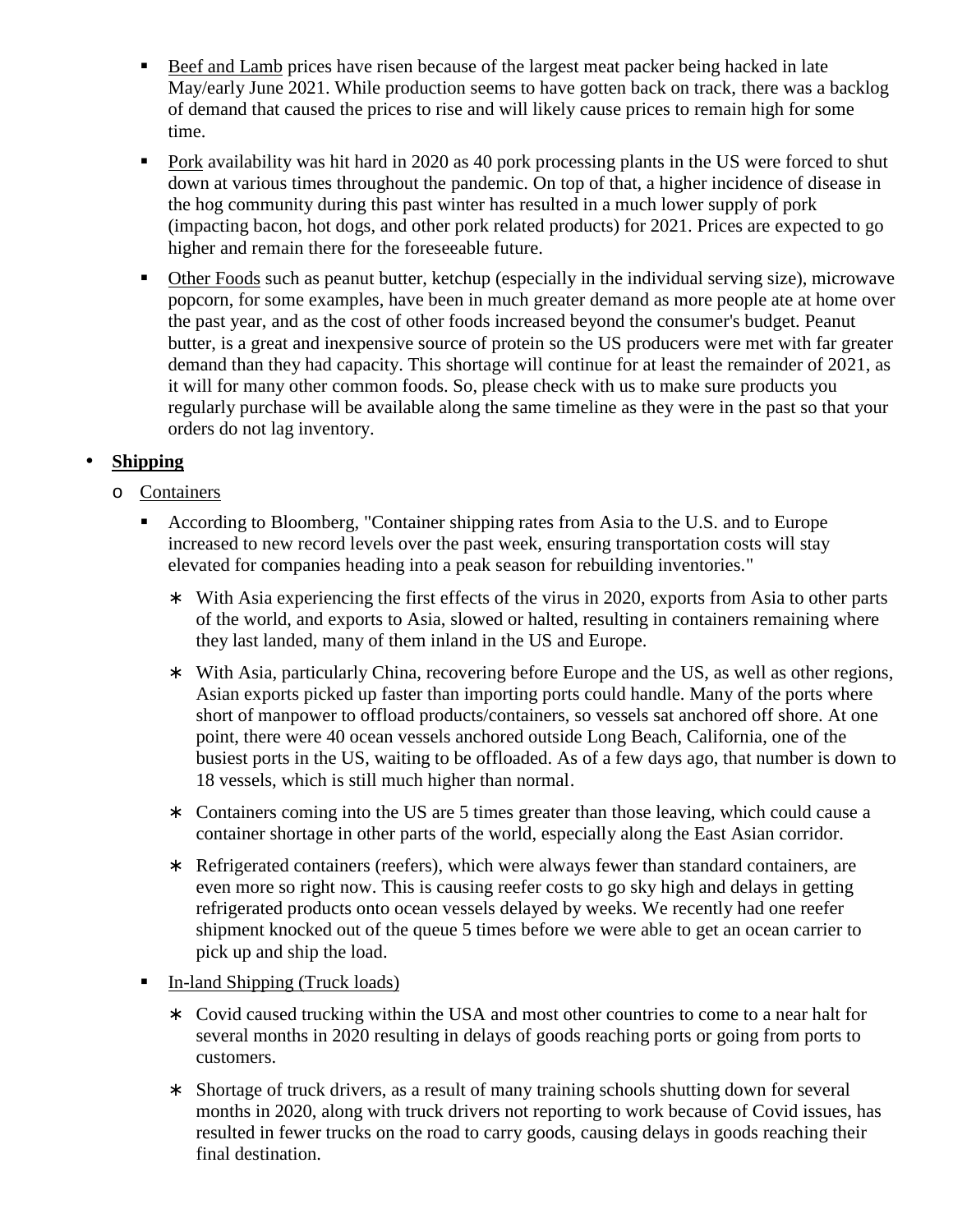- <u>Beef and Lamb</u> prices have risen because of the largest meat packer being hacked in late May/early June 2021. While production seems to have gotten back on track, there was a backlog of demand that caused the prices to rise and will likely cause prices to remain high for some time.
  - <u>Pork</u> availability was hit hard in 2020 as 40 pork processing plants in the US were forced to shut down at various times throughout the pandemic. On top of that, a higher incidence of disease in the hog community during this past winter has resulted in a much lower supply of pork (impacting bacon, hot dogs, and other pork related products) for 2021. Prices are expected to go higher and remain there for the foreseeable future.
  - <u>Other Foods</u> such as peanut butter, ketchup (especially in the individual serving size), microwave popcorn, for some examples, have been in much greater demand as more people ate at home over the past year, and as the cost of other foods increased beyond the consumer's budget. Peanut butter, is a great and inexpensive source of protein so the US producers were met with far greater demand than they had capacity. This shortage will continue for at least the remainder of 2021, as it will for many other common foods. So, please check with us to make sure products you regularly purchase will be available along the same timeline as they were in the past so that your orders do not lag inventory.

- **<u>Shipping</u>**
  - <u>Containers</u>
    - According to Bloomberg, "Container shipping rates from Asia to the U.S. and to Europe increased to new record levels over the past week, ensuring transportation costs will stay elevated for companies heading into a peak season for rebuilding inventories."
      - With Asia experiencing the first effects of the virus in 2020, exports from Asia to other parts of the world, and exports to Asia, slowed or halted, resulting in containers remaining where they last landed, many of them inland in the US and Europe.
      - With Asia, particularly China, recovering before Europe and the US, as well as other regions, Asian exports picked up faster than importing ports could handle. Many of the ports where short of manpower to offload products/containers, so vessels sat anchored off shore. At one point, there were 40 ocean vessels anchored outside Long Beach, California, one of the busiest ports in the US, waiting to be offloaded. As of a few days ago, that number is down to 18 vessels, which is still much higher than normal.
      - Containers coming into the US are 5 times greater than those leaving, which could cause a container shortage in other parts of the world, especially along the East Asian corridor.
      - Refrigerated containers (reefers), which were always fewer than standard containers, are even more so right now. This is causing reefer costs to go sky high and delays in getting refrigerated products onto ocean vessels delayed by weeks. We recently had one reefer shipment knocked out of the queue 5 times before we were able to get an ocean carrier to pick up and ship the load.
    - <u>In-land Shipping (Truck loads)</u>
      - Covid caused trucking within the USA and most other countries to come to a near halt for several months in 2020 resulting in delays of goods reaching ports or going from ports to customers.
      - Shortage of truck drivers, as a result of many training schools shutting down for several months in 2020, along with truck drivers not reporting to work because of Covid issues, has resulted in fewer trucks on the road to carry goods, causing delays in goods reaching their final destination.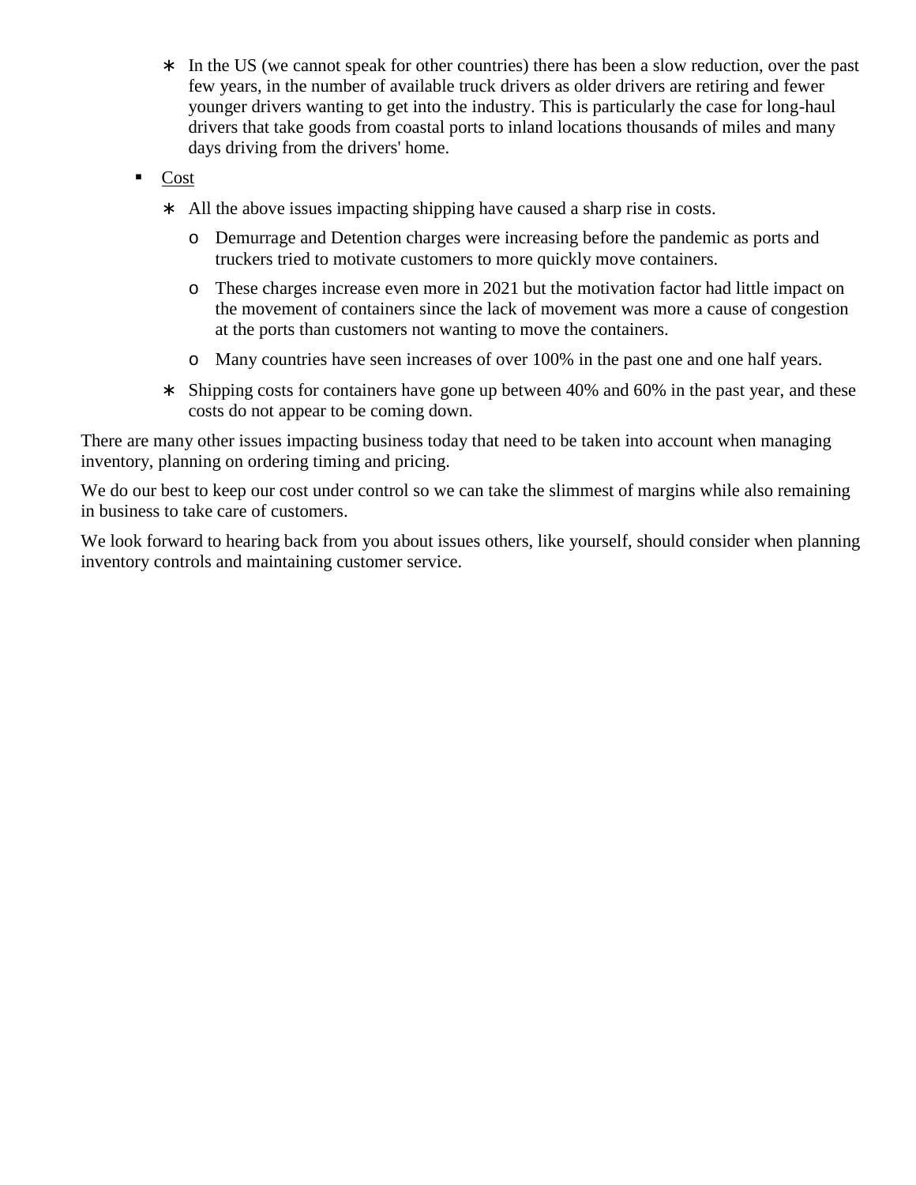- ∗ In the US (we cannot speak for other countries) there has been a slow reduction, over the past few years, in the number of available truck drivers as older drivers are retiring and fewer younger drivers wanting to get into the industry. This is particularly the case for long-haul drivers that take goods from coastal ports to inland locations thousands of miles and many days driving from the drivers' home.

- <u>Cost</u>
    - ∗ All the above issues impacting shipping have caused a sharp rise in costs.
        - o Demurrage and Detention charges were increasing before the pandemic as ports and truckers tried to motivate customers to more quickly move containers.
        - o These charges increase even more in 2021 but the motivation factor had little impact on the movement of containers since the lack of movement was more a cause of congestion at the ports than customers not wanting to move the containers.
        - o Many countries have seen increases of over 100% in the past one and one half years.
    - ∗ Shipping costs for containers have gone up between 40% and 60% in the past year, and these costs do not appear to be coming down.

There are many other issues impacting business today that need to be taken into account when managing inventory, planning on ordering timing and pricing.

We do our best to keep our cost under control so we can take the slimmest of margins while also remaining in business to take care of customers.

We look forward to hearing back from you about issues others, like yourself, should consider when planning inventory controls and maintaining customer service.